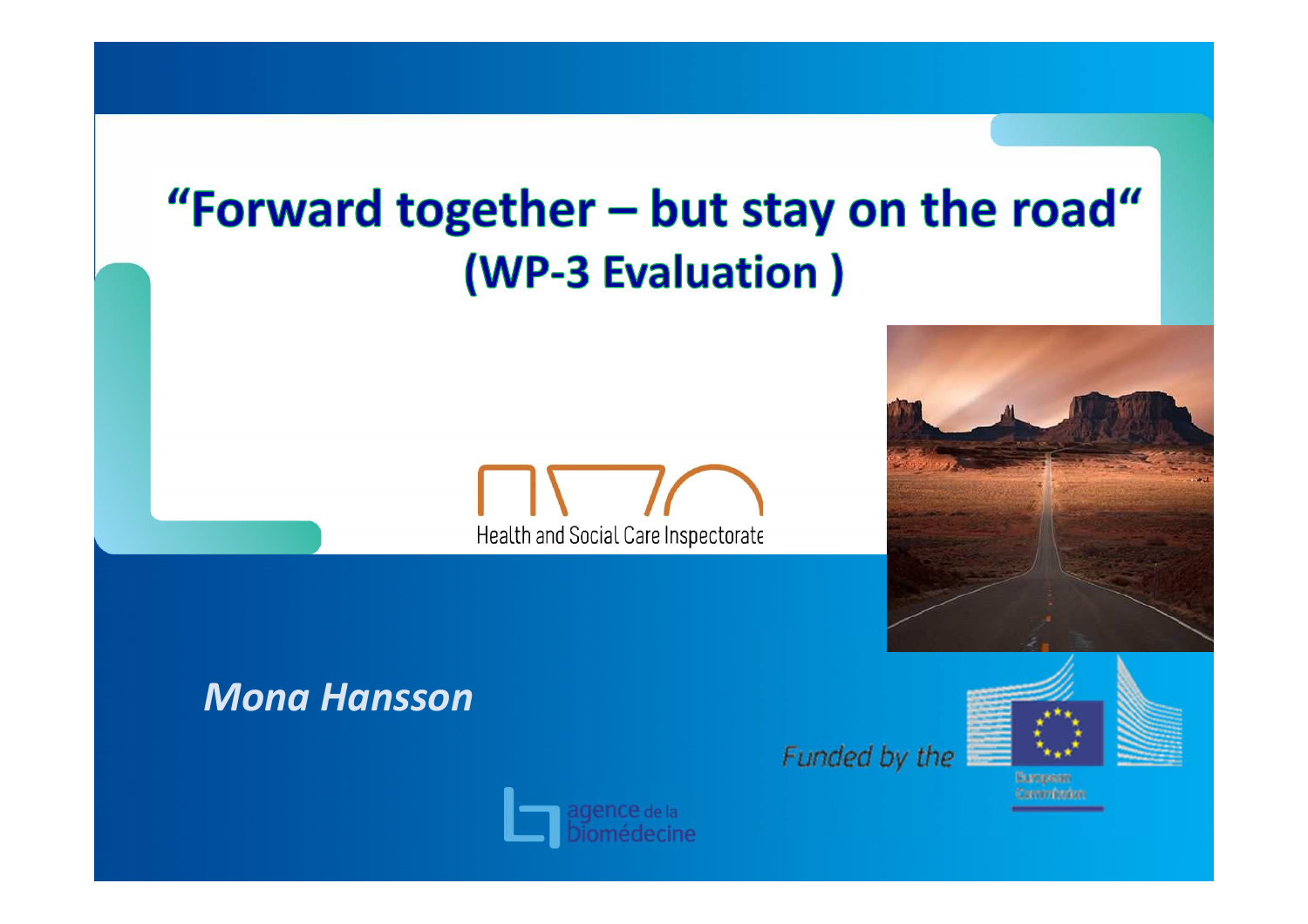# "Forward together – but stay on the road"

## (WP-3 Evaluation )

Health and Social Care Inspectorate

*Mona Hansson*

Funded by the

European Commission

agence de la biomédecine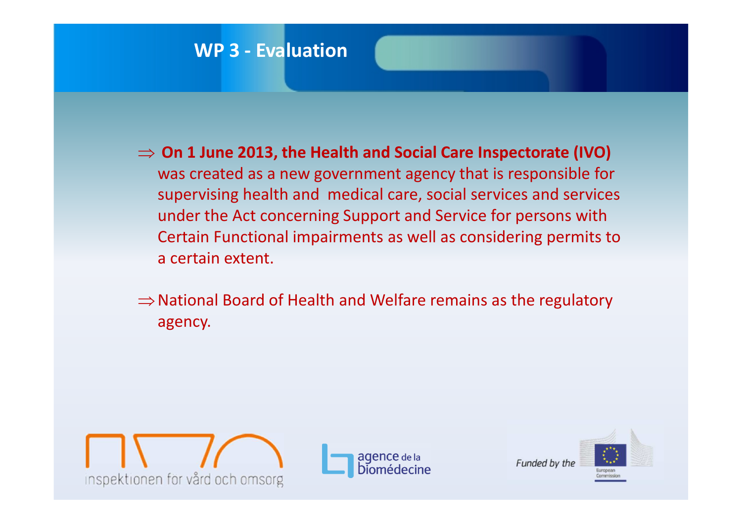## WP 3 - Evaluation

⇒ **On 1 June 2013, the Health and Social Care Inspectorate (IVO)** was created as a new government agency that is responsible for supervising health and medical care, social services and services under the Act concerning Support and Service for persons with Certain Functional impairments as well as considering permits to a certain extent.

⇒ National Board of Health and Welfare remains as the regulatory agency.

inspektionen för vård och omsorg

agence de la biomédecine

*Funded by the* European Commission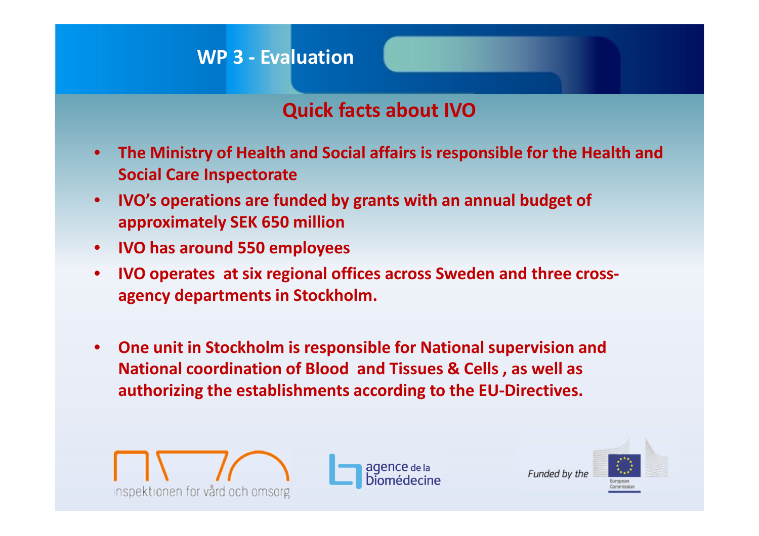# WP 3 - Evaluation

## Quick facts about IVO

- **The Ministry of Health and Social affairs is responsible for the Health and Social Care Inspectorate**
- **IVO's operations are funded by grants with an annual budget of approximately SEK 650 million**
- **IVO has around 550 employees**
- **IVO operates at six regional offices across Sweden and three cross-agency departments in Stockholm.**

- **One unit in Stockholm is responsible for National supervision and National coordination of Blood and Tissues & Cells , as well as authorizing the establishments according to the EU-Directives.**

inspektionen för vård och omsorg

agence de la biomédecine

*Funded by the* European Commission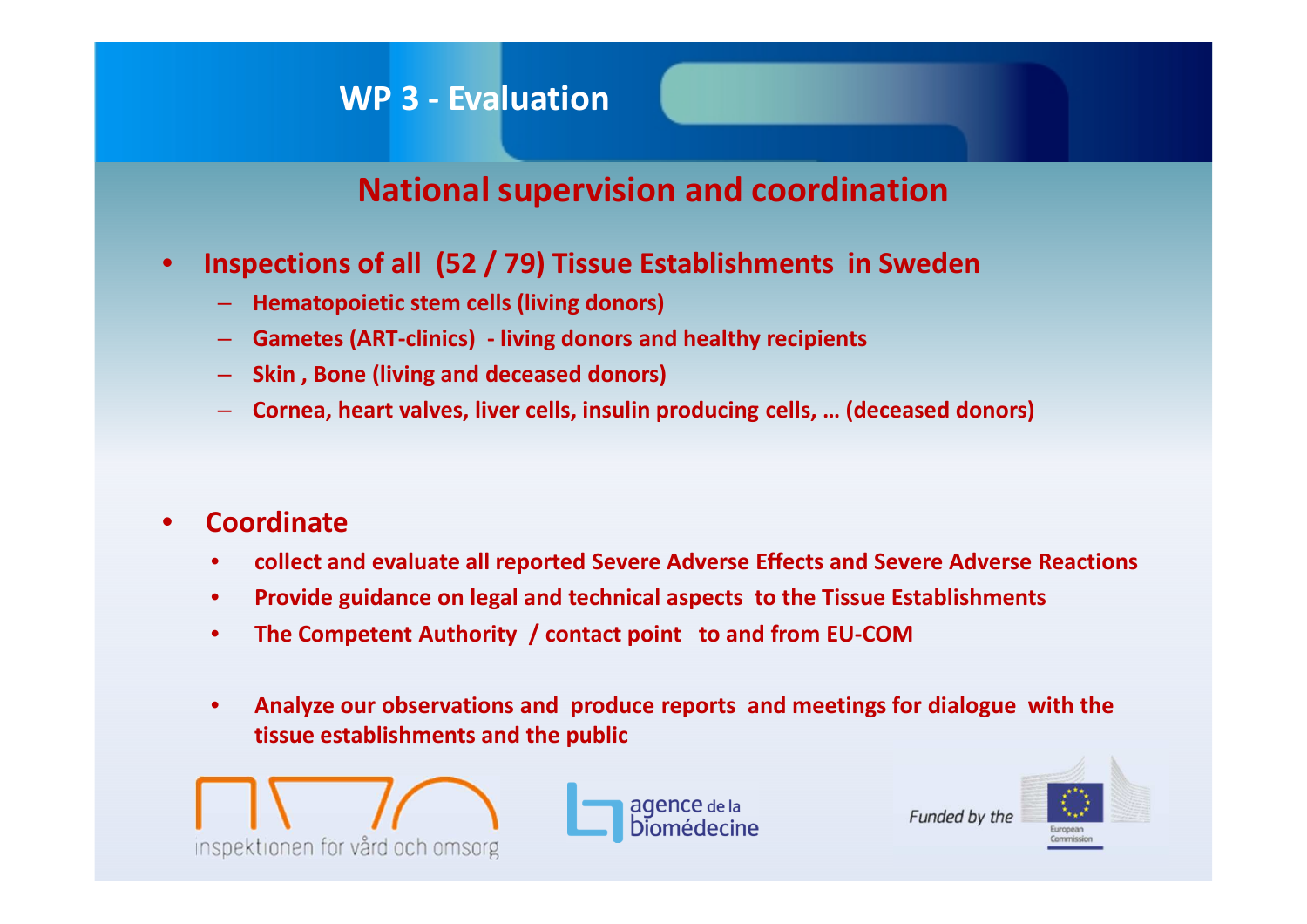## WP 3 - Evaluation

### National supervision and coordination

- **Inspections of all (52 / 79) Tissue Establishments in Sweden**
  - **Hematopoietic stem cells (living donors)**
  - **Gametes (ART-clinics) - living donors and healthy recipients**
  - **Skin , Bone (living and deceased donors)**
  - **Cornea, heart valves, liver cells, insulin producing cells, … (deceased donors)**

- **Coordinate**
  - **collect and evaluate all reported Severe Adverse Effects and Severe Adverse Reactions**
  - **Provide guidance on legal and technical aspects to the Tissue Establishments**
  - **The Competent Authority / contact point to and from EU-COM**
  - **Analyze our observations and produce reports and meetings for dialogue with the tissue establishments and the public**

inspektionen for vård och omsorg

agence de la biomédecine

*Funded by the* European Commission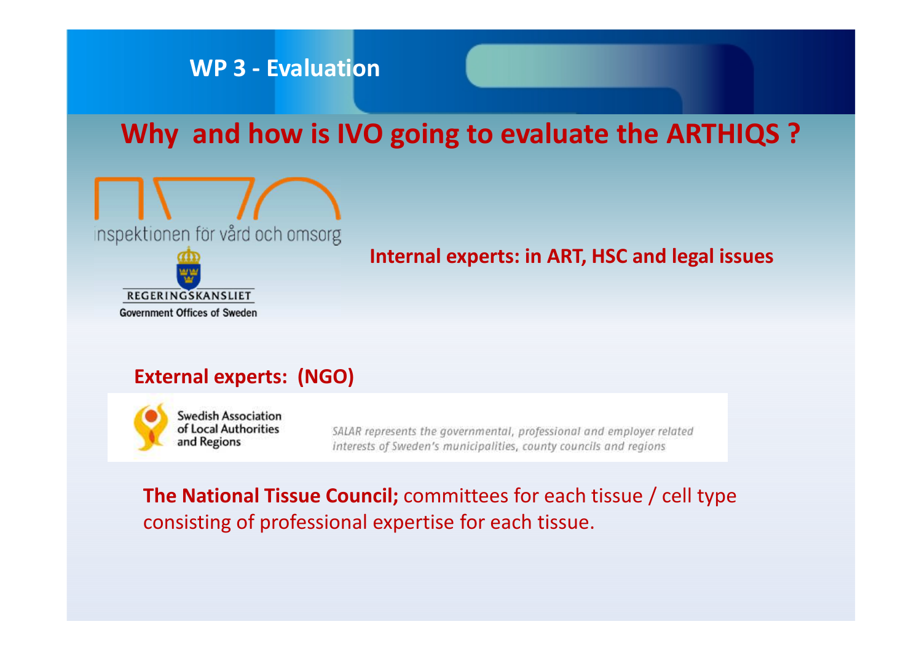WP 3 - Evaluation

# Why and how is IVO going to evaluate the ARTHIQS ?

inspektionen för vård och omsorg

REGERINGSKANSLIET

Government Offices of Sweden

**Internal experts: in ART, HSC and legal issues**

**External experts: (NGO)**

Swedish Association of Local Authorities and Regions

*SALAR represents the governmental, professional and employer related interests of Sweden's municipalities, county councils and regions*

**The National Tissue Council;** committees for each tissue / cell type consisting of professional expertise for each tissue.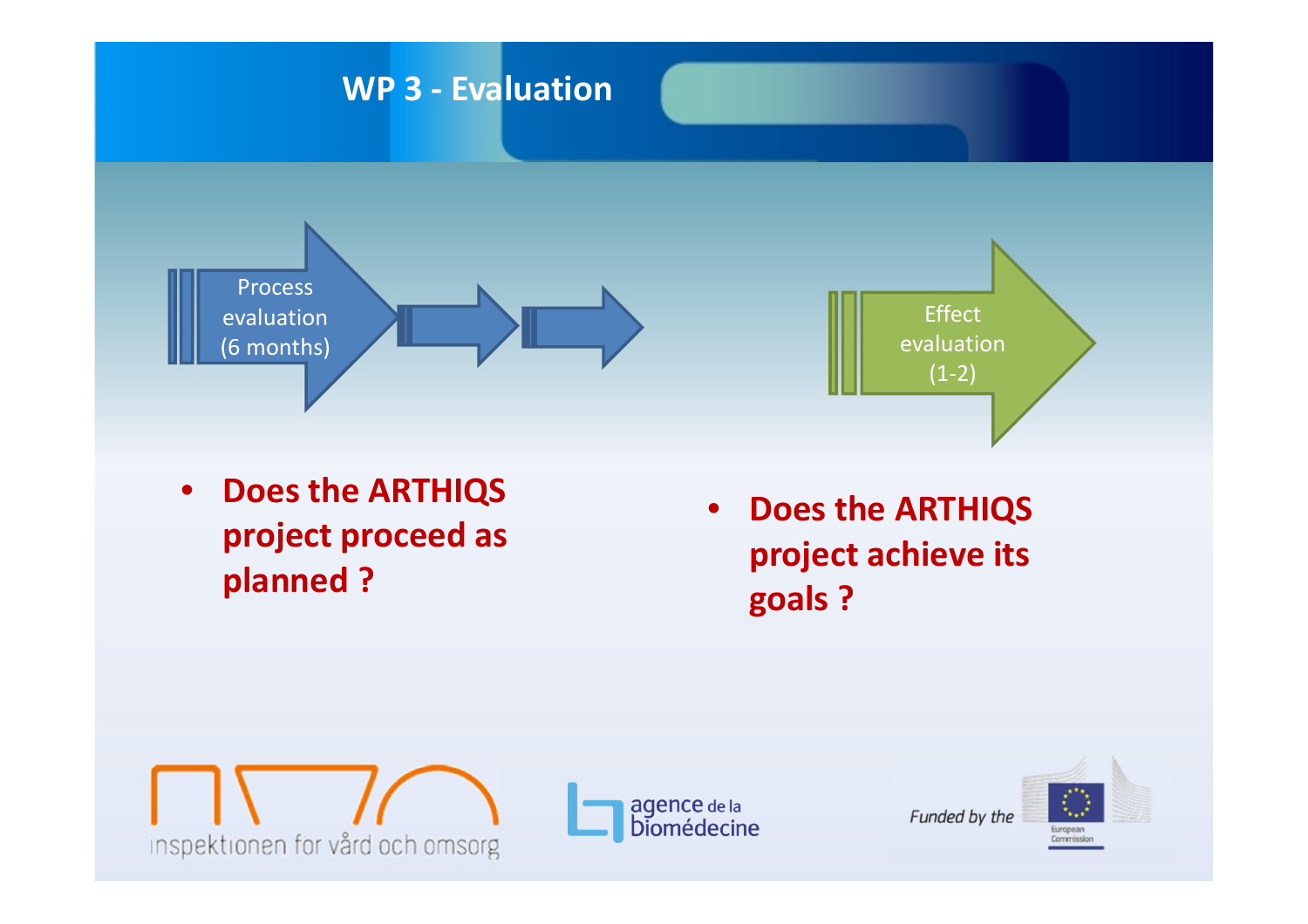# WP 3 - Evaluation

Process evaluation (6 months)

Effect evaluation (1-2)

- **Does the ARTHIQS project proceed as planned ?**

- **Does the ARTHIQS project achieve its goals ?**

inspektionen for vård och omsorg

agence de la biomédecine

*Funded by the* European Commission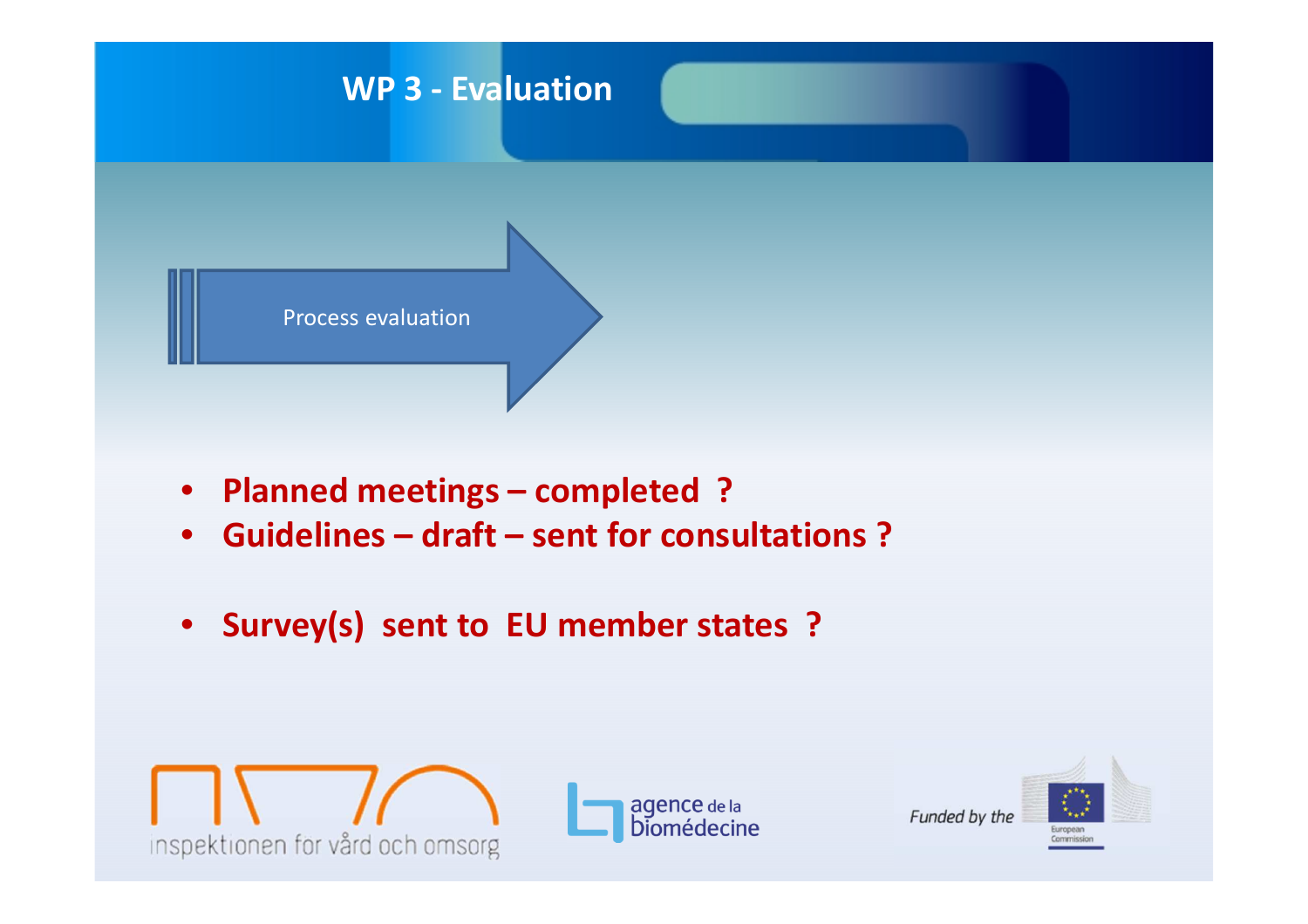# WP 3 - Evaluation

Process evaluation

- **Planned meetings – completed ?**
- **Guidelines – draft – sent for consultations ?**
- **Survey(s) sent to EU member states ?**

inspektionen for vård och omsorg

agence de la biomédecine

*Funded by the* European Commission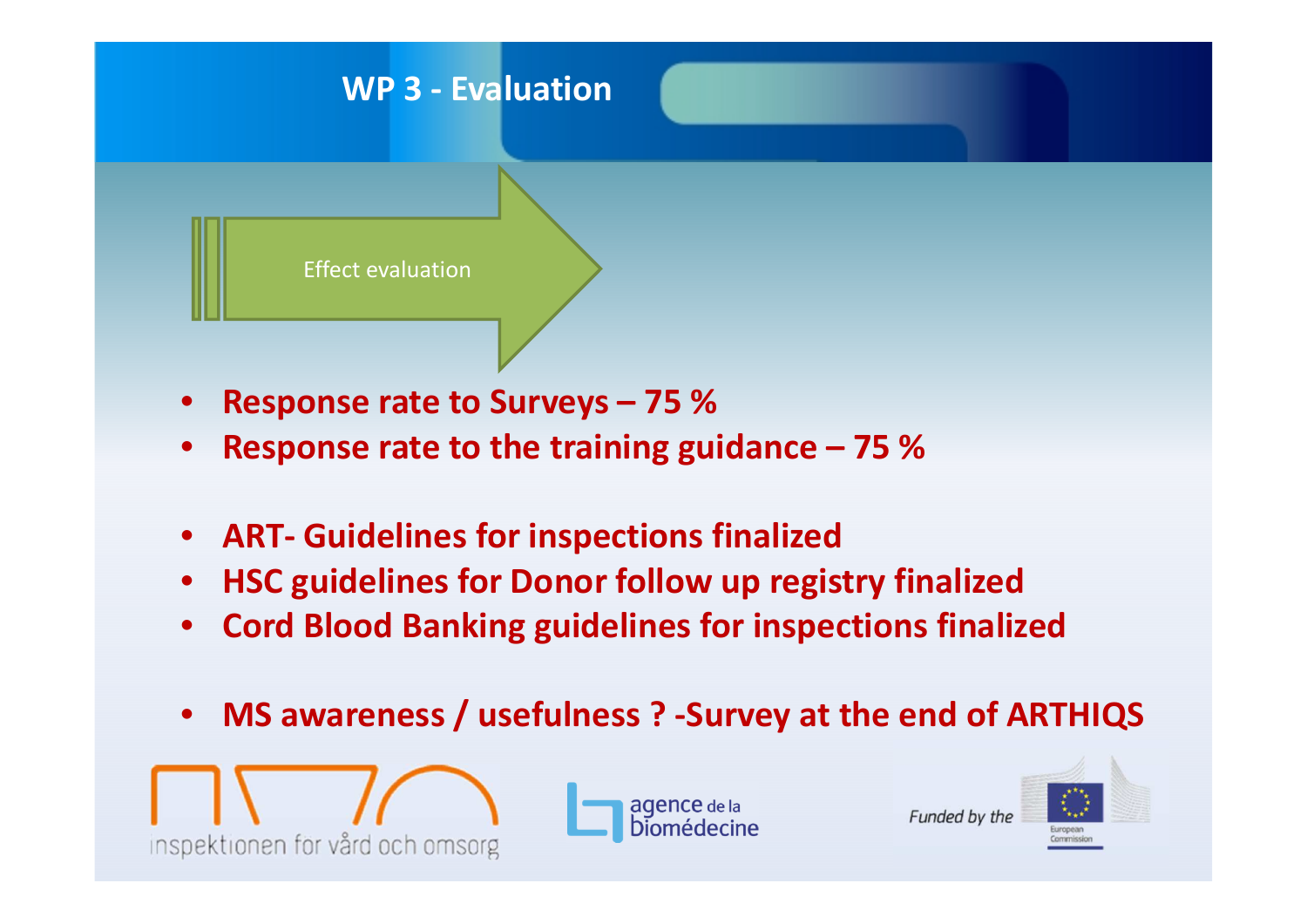# WP 3 - Evaluation

Effect evaluation

- **Response rate to Surveys – 75 %**
- **Response rate to the training guidance – 75 %**

- **ART- Guidelines for inspections finalized**
- **HSC guidelines for Donor follow up registry finalized**
- **Cord Blood Banking guidelines for inspections finalized**

- **MS awareness / usefulness ? -Survey at the end of ARTHIQS**

inspektionen för vård och omsorg

agence de la biomédecine

*Funded by the* European Commission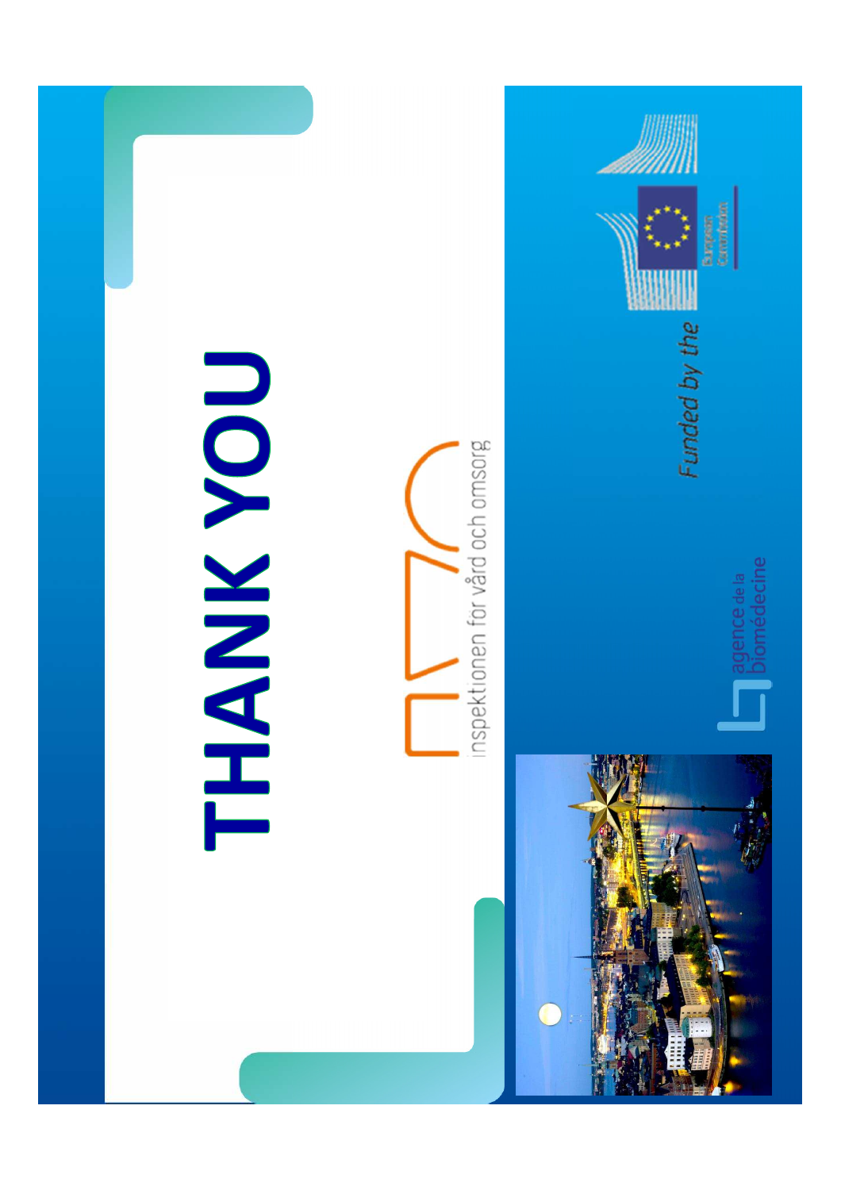# THANK YOU

inspektionen för vård och omsorg

*Funded by the*

European Commission

agence de la biomédecine